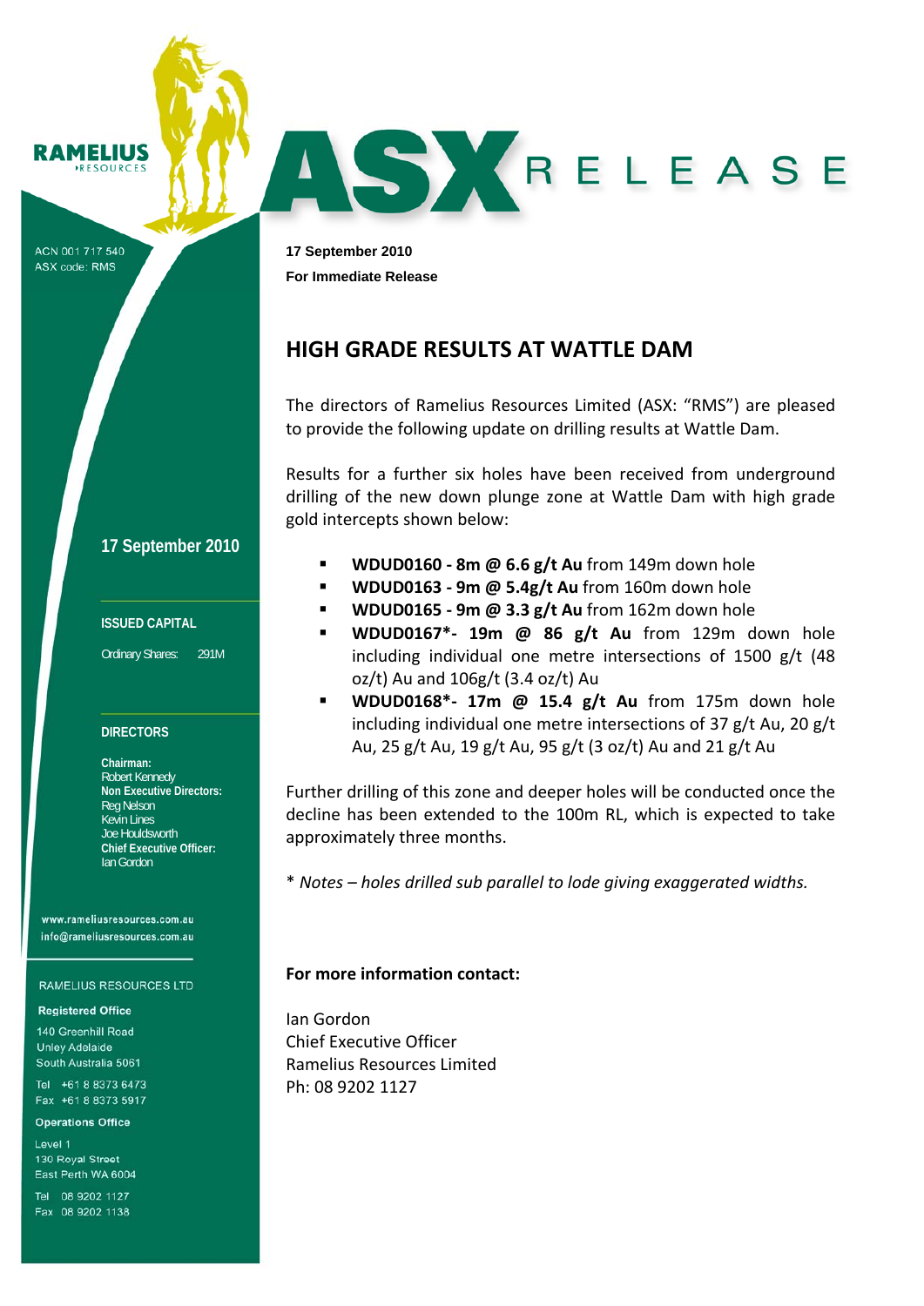RAMELIUS RESOURCES

ACN 001 717 540
ASX code: RMS

# ASX RELEASE

**17 September 2010**
**For Immediate Release**

## HIGH GRADE RESULTS AT WATTLE DAM

The directors of Ramelius Resources Limited (ASX: "RMS") are pleased to provide the following update on drilling results at Wattle Dam.

Results for a further six holes have been received from underground drilling of the new down plunge zone at Wattle Dam with high grade gold intercepts shown below:

- **WDUD0160 - 8m @ 6.6 g/t Au** from 149m down hole
- **WDUD0163 - 9m @ 5.4g/t Au** from 160m down hole
- **WDUD0165 - 9m @ 3.3 g/t Au** from 162m down hole
- **WDUD0167*- 19m @ 86 g/t Au** from 129m down hole including individual one metre intersections of 1500 g/t (48 oz/t) Au and 106g/t (3.4 oz/t) Au
- **WDUD0168*- 17m @ 15.4 g/t Au** from 175m down hole including individual one metre intersections of 37 g/t Au, 20 g/t Au, 25 g/t Au, 19 g/t Au, 95 g/t (3 oz/t) Au and 21 g/t Au

Further drilling of this zone and deeper holes will be conducted once the decline has been extended to the 100m RL, which is expected to take approximately three months.

*\* Notes – holes drilled sub parallel to lode giving exaggerated widths.*

**For more information contact:**

Ian Gordon
Chief Executive Officer
Ramelius Resources Limited
Ph: 08 9202 1127

---

**17 September 2010**

**ISSUED CAPITAL**

Ordinary Shares: 291M

**DIRECTORS**

**Chairman:**
Robert Kennedy
**Non Executive Directors:**
Reg Nelson
Kevin Lines
Joe Houldsworth
**Chief Executive Officer:**
Ian Gordon

www.rameliusresources.com.au
info@rameliusresources.com.au

RAMELIUS RESOURCES LTD

**Registered Office**
140 Greenhill Road
Unley Adelaide
South Australia 5061

Tel +61 8 8373 6473
Fax +61 8 8373 5917

**Operations Office**
Level 1
130 Royal Street
East Perth WA 6004

Tel 08 9202 1127
Fax 08 9202 1138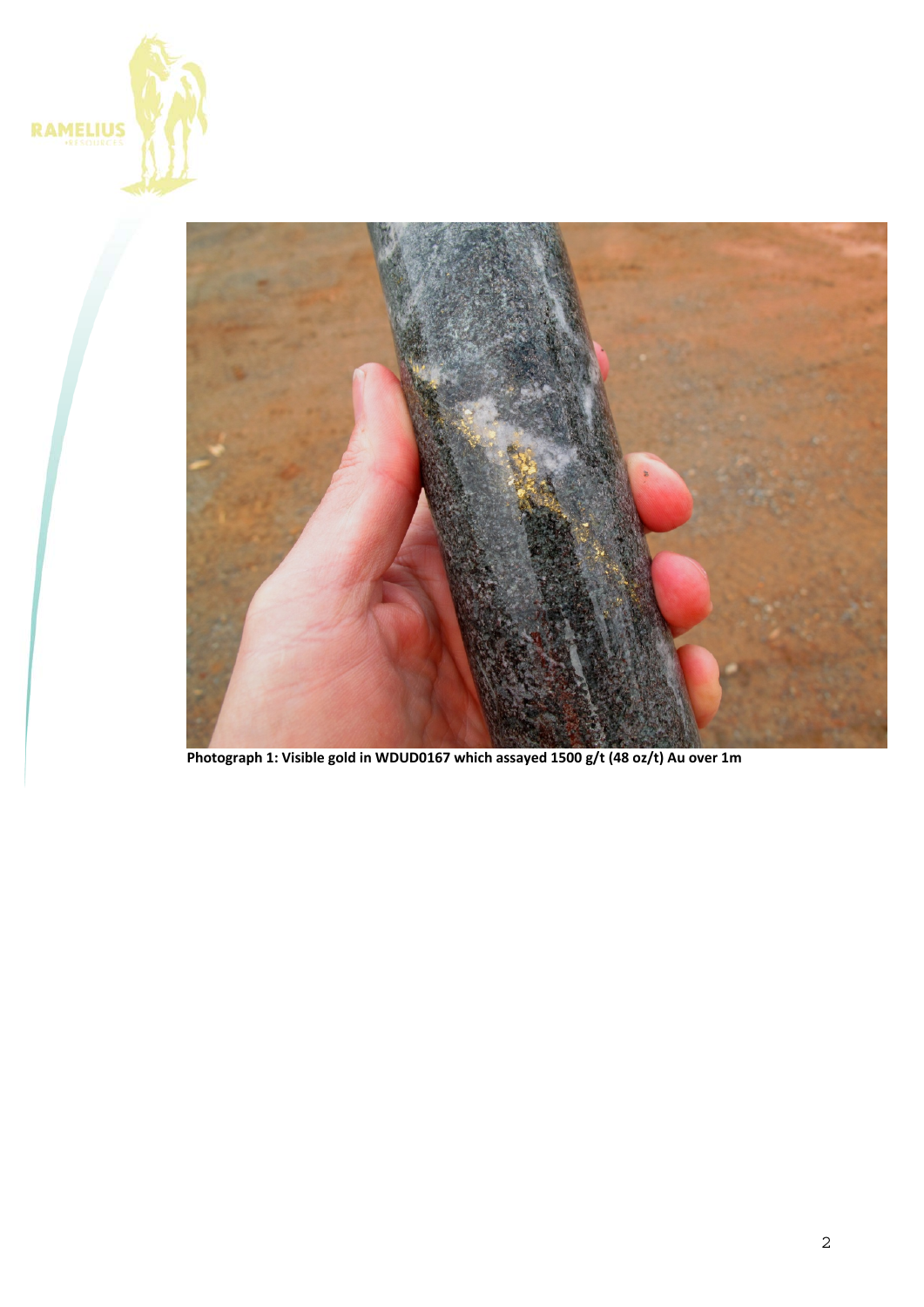**Photograph 1: Visible gold in WDUD0167 which assayed 1500 g/t (48 oz/t) Au over 1m**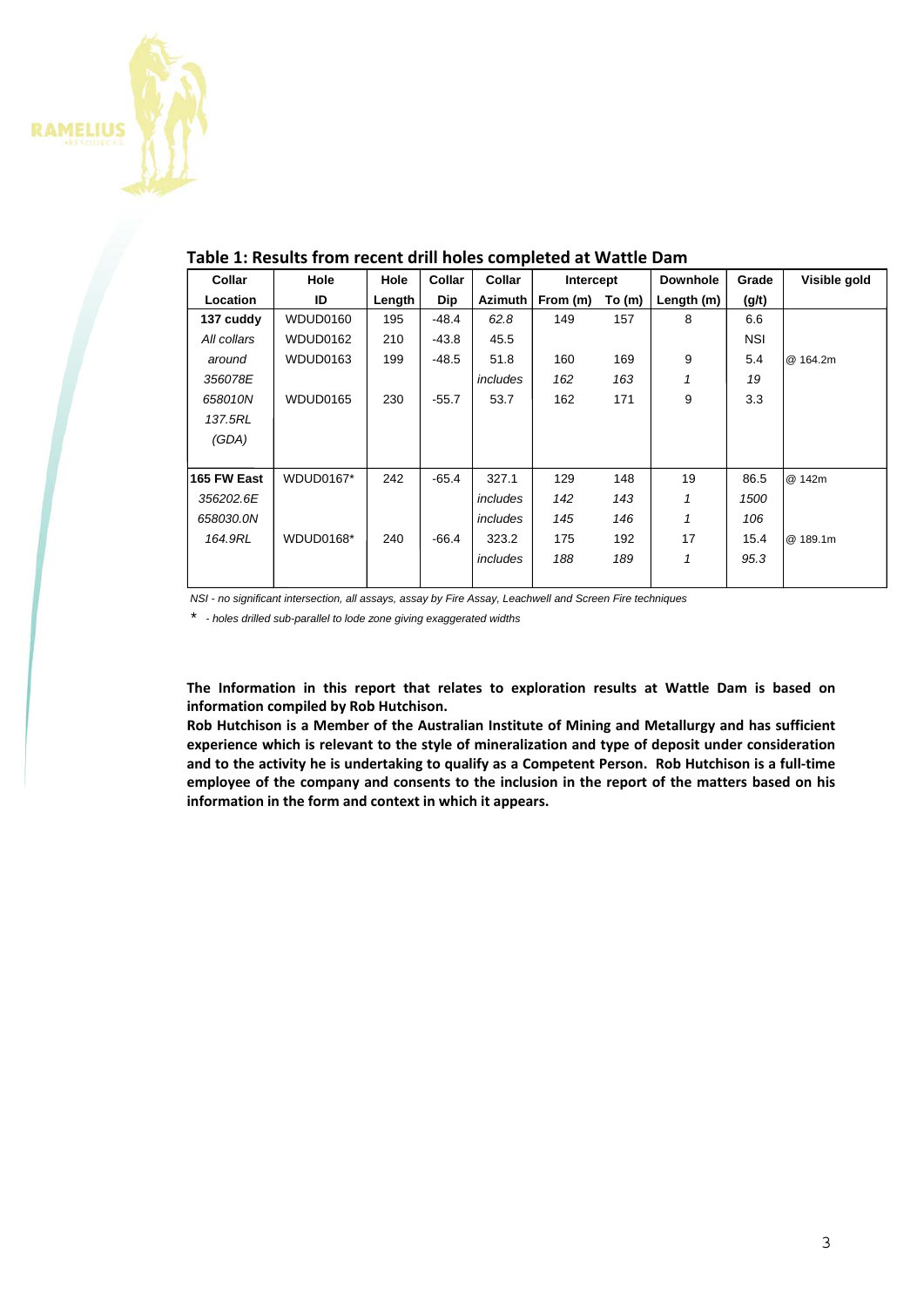**Table 1: Results from recent drill holes completed at Wattle Dam**

| Collar Location | Hole ID | Hole Length | Collar Dip | Collar Azimuth | Intercept From (m) | To (m) | Downhole Length (m) | Grade (g/t) | Visible gold |
|---|---|---|---|---|---|---|---|---|---|
| **137 cuddy** | WDUD0160 | 195 | -48.4 | *62.8* | 149 | 157 | 8 | 6.6 | |
| *All collars* | WDUD0162 | 210 | -43.8 | 45.5 | | | | NSI | |
| *around* | WDUD0163 | 199 | -48.5 | 51.8 | 160 | 169 | 9 | 5.4 | @ 164.2m |
| *356078E* | | | | *includes* | *162* | *163* | *1* | *19* | |
| *658010N* | WDUD0165 | 230 | -55.7 | 53.7 | 162 | 171 | 9 | 3.3 | |
| *137.5RL* | | | | | | | | | |
| *(GDA)* | | | | | | | | | |
| **165 FW East** | WDUD0167* | 242 | -65.4 | 327.1 | 129 | 148 | 19 | 86.5 | @ 142m |
| *356202.6E* | | | | *includes* | *142* | *143* | *1* | *1500* | |
| *658030.0N* | | | | *includes* | *145* | *146* | *1* | *106* | |
| *164.9RL* | WDUD0168* | 240 | -66.4 | 323.2 | 175 | 192 | 17 | 15.4 | @ 189.1m |
| | | | | *includes* | *188* | *189* | *1* | *95.3* | |

*NSI - no significant intersection, all assays, assay by Fire Assay, Leachwell and Screen Fire techniques*

\* *- holes drilled sub-parallel to lode zone giving exaggerated widths*

**The Information in this report that relates to exploration results at Wattle Dam is based on information compiled by Rob Hutchison.**

**Rob Hutchison is a Member of the Australian Institute of Mining and Metallurgy and has sufficient experience which is relevant to the style of mineralization and type of deposit under consideration and to the activity he is undertaking to qualify as a Competent Person. Rob Hutchison is a full-time employee of the company and consents to the inclusion in the report of the matters based on his information in the form and context in which it appears.**